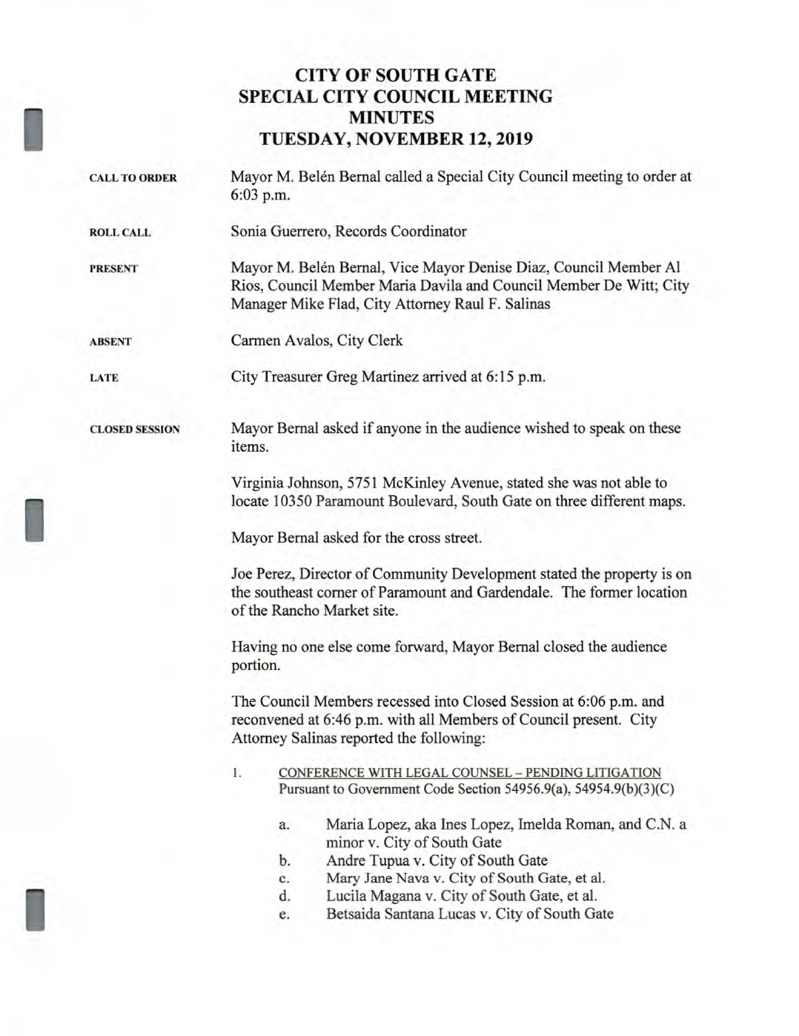# CITY OF SOUTH GATE
## SPECIAL CITY COUNCIL MEETING
## MINUTES
## TUESDAY, NOVEMBER 12, 2019

**CALL TO ORDER** Mayor M. Belén Bernal called a Special City Council meeting to order at 6:03 p.m.

**ROLL CALL** Sonia Guerrero, Records Coordinator

**PRESENT** Mayor M. Belén Bernal, Vice Mayor Denise Diaz, Council Member Al Rios, Council Member Maria Davila and Council Member De Witt; City Manager Mike Flad, City Attorney Raul F. Salinas

**ABSENT** Carmen Avalos, City Clerk

**LATE** City Treasurer Greg Martinez arrived at 6:15 p.m.

**CLOSED SESSION** Mayor Bernal asked if anyone in the audience wished to speak on these items.

Virginia Johnson, 5751 McKinley Avenue, stated she was not able to locate 10350 Paramount Boulevard, South Gate on three different maps.

Mayor Bernal asked for the cross street.

Joe Perez, Director of Community Development stated the property is on the southeast corner of Paramount and Gardendale. The former location of the Rancho Market site.

Having no one else come forward, Mayor Bernal closed the audience portion.

The Council Members recessed into Closed Session at 6:06 p.m. and reconvened at 6:46 p.m. with all Members of Council present. City Attorney Salinas reported the following:

1. CONFERENCE WITH LEGAL COUNSEL – PENDING LITIGATION
Pursuant to Government Code Section 54956.9(a), 54954.9(b)(3)(C)

   a. Maria Lopez, aka Ines Lopez, Imelda Roman, and C.N. a minor v. City of South Gate
   b. Andre Tupua v. City of South Gate
   c. Mary Jane Nava v. City of South Gate, et al.
   d. Lucila Magana v. City of South Gate, et al.
   e. Betsaida Santana Lucas v. City of South Gate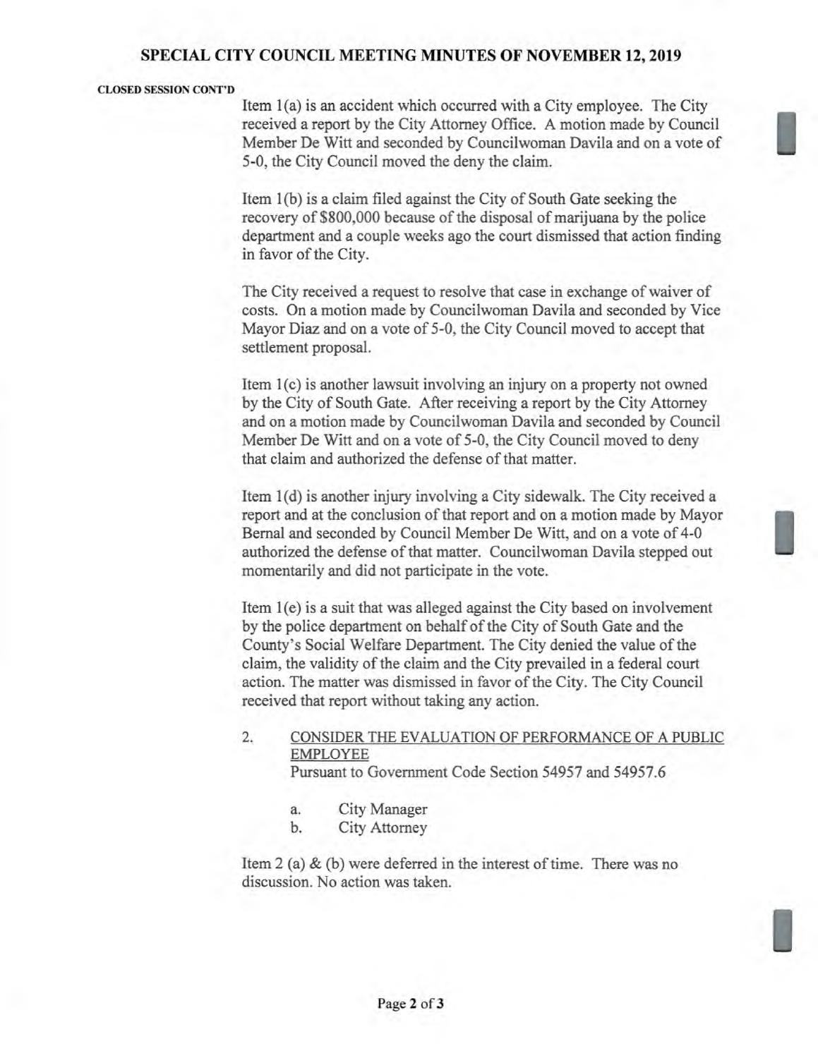**CLOSED SESSION CONT'D**

Item 1(a) is an accident which occurred with a City employee. The City received a report by the City Attorney Office. A motion made by Council Member De Witt and seconded by Councilwoman Davila and on a vote of 5-0, the City Council moved the deny the claim.

Item 1(b) is a claim filed against the City of South Gate seeking the recovery of $800,000 because of the disposal of marijuana by the police department and a couple weeks ago the court dismissed that action finding in favor of the City.

The City received a request to resolve that case in exchange of waiver of costs. On a motion made by Councilwoman Davila and seconded by Vice Mayor Diaz and on a vote of 5-0, the City Council moved to accept that settlement proposal.

Item 1(c) is another lawsuit involving an injury on a property not owned by the City of South Gate. After receiving a report by the City Attorney and on a motion made by Councilwoman Davila and seconded by Council Member De Witt and on a vote of 5-0, the City Council moved to deny that claim and authorized the defense of that matter.

Item 1(d) is another injury involving a City sidewalk. The City received a report and at the conclusion of that report and on a motion made by Mayor Bernal and seconded by Council Member De Witt, and on a vote of 4-0 authorized the defense of that matter. Councilwoman Davila stepped out momentarily and did not participate in the vote.

Item 1(e) is a suit that was alleged against the City based on involvement by the police department on behalf of the City of South Gate and the County's Social Welfare Department. The City denied the value of the claim, the validity of the claim and the City prevailed in a federal court action. The matter was dismissed in favor of the City. The City Council received that report without taking any action.

2. CONSIDER THE EVALUATION OF PERFORMANCE OF A PUBLIC EMPLOYEE
   Pursuant to Government Code Section 54957 and 54957.6

   a. City Manager
   b. City Attorney

Item 2 (a) & (b) were deferred in the interest of time. There was no discussion. No action was taken.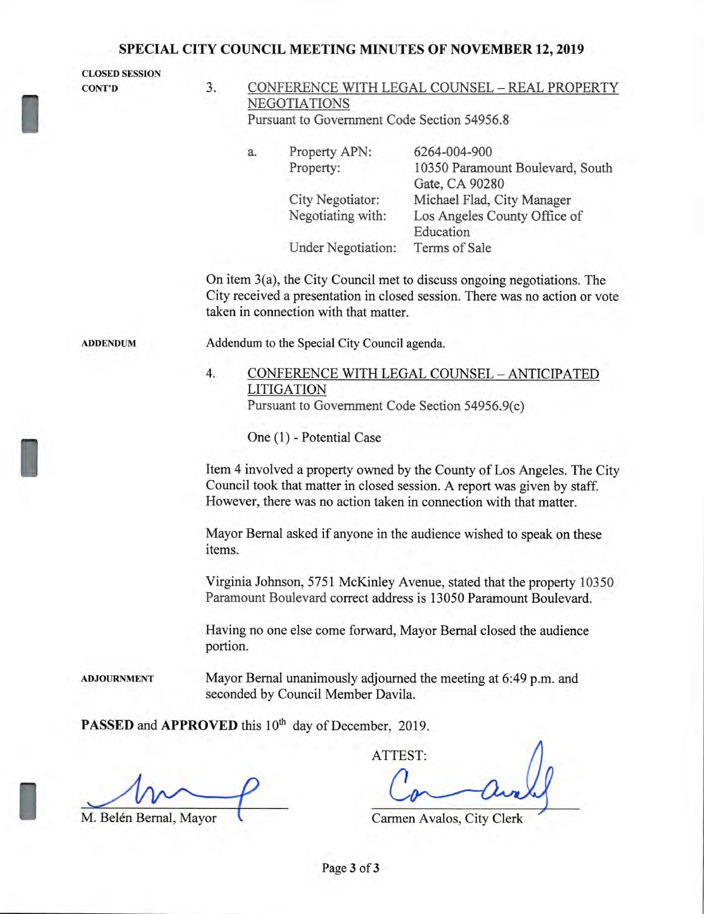# SPECIAL CITY COUNCIL MEETING MINUTES OF NOVEMBER 12, 2019

**CLOSED SESSION CONT'D**

3. <u>CONFERENCE WITH LEGAL COUNSEL – REAL PROPERTY NEGOTIATIONS</u>
   Pursuant to Government Code Section 54956.8

   a.

| | |
|---|---|
| Property APN: | 6264-004-900 |
| Property: | 10350 Paramount Boulevard, South Gate, CA 90280 |
| City Negotiator: | Michael Flad, City Manager |
| Negotiating with: | Los Angeles County Office of Education |
| Under Negotiation: | Terms of Sale |

On item 3(a), the City Council met to discuss ongoing negotiations. The City received a presentation in closed session. There was no action or vote taken in connection with that matter.

**ADDENDUM**

Addendum to the Special City Council agenda.

4. <u>CONFERENCE WITH LEGAL COUNSEL – ANTICIPATED LITIGATION</u>
   Pursuant to Government Code Section 54956.9(c)

   One (1) - Potential Case

Item 4 involved a property owned by the County of Los Angeles. The City Council took that matter in closed session. A report was given by staff. However, there was no action taken in connection with that matter.

Mayor Bernal asked if anyone in the audience wished to speak on these items.

Virginia Johnson, 5751 McKinley Avenue, stated that the property 10350 Paramount Boulevard correct address is 13050 Paramount Boulevard.

Having no one else come forward, Mayor Bernal closed the audience portion.

**ADJOURNMENT**

Mayor Bernal unanimously adjourned the meeting at 6:49 p.m. and seconded by Council Member Davila.

**PASSED** and **APPROVED** this 10th day of December, 2019.

ATTEST:

M. Belén Bernal, Mayor

Carmen Avalos, City Clerk